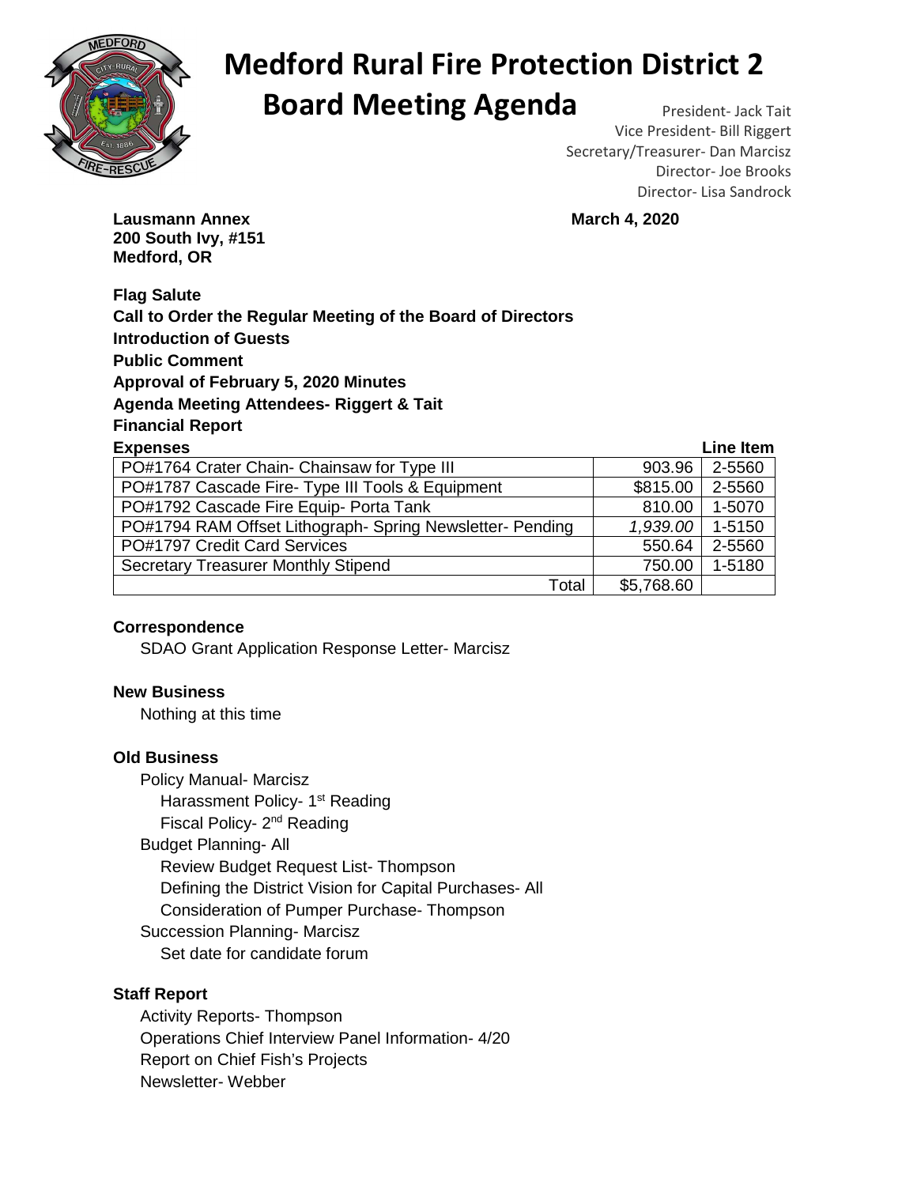# Medford Rural Fire Protection District 2

# Board Meeting Agenda

President- Jack Tait
Vice President- Bill Riggert
Secretary/Treasurer- Dan Marcisz
Director- Joe Brooks
Director- Lisa Sandrock

**Lausmann Annex**
**200 South Ivy, #151**
**Medford, OR**

**March 4, 2020**

**Flag Salute**

**Call to Order the Regular Meeting of the Board of Directors**

**Introduction of Guests**

**Public Comment**

**Approval of February 5, 2020 Minutes**

**Agenda Meeting Attendees- Riggert & Tait**

**Financial Report**

| Expenses | | Line Item |
|---|---|---|
| PO#1764 Crater Chain- Chainsaw for Type III | 903.96 | 2-5560 |
| PO#1787 Cascade Fire- Type III Tools & Equipment | $815.00 | 2-5560 |
| PO#1792 Cascade Fire Equip- Porta Tank | 810.00 | 1-5070 |
| PO#1794 RAM Offset Lithograph- Spring Newsletter- Pending | *1,939.00* | 1-5150 |
| PO#1797 Credit Card Services | 550.64 | 2-5560 |
| Secretary Treasurer Monthly Stipend | 750.00 | 1-5180 |
| Total | $5,768.60 | |

**Correspondence**

SDAO Grant Application Response Letter- Marcisz

**New Business**

Nothing at this time

**Old Business**

Policy Manual- Marcisz
- Harassment Policy- 1st Reading
- Fiscal Policy- 2nd Reading

Budget Planning- All
- Review Budget Request List- Thompson
- Defining the District Vision for Capital Purchases- All
- Consideration of Pumper Purchase- Thompson

Succession Planning- Marcisz
- Set date for candidate forum

**Staff Report**

Activity Reports- Thompson
Operations Chief Interview Panel Information- 4/20
Report on Chief Fish's Projects
Newsletter- Webber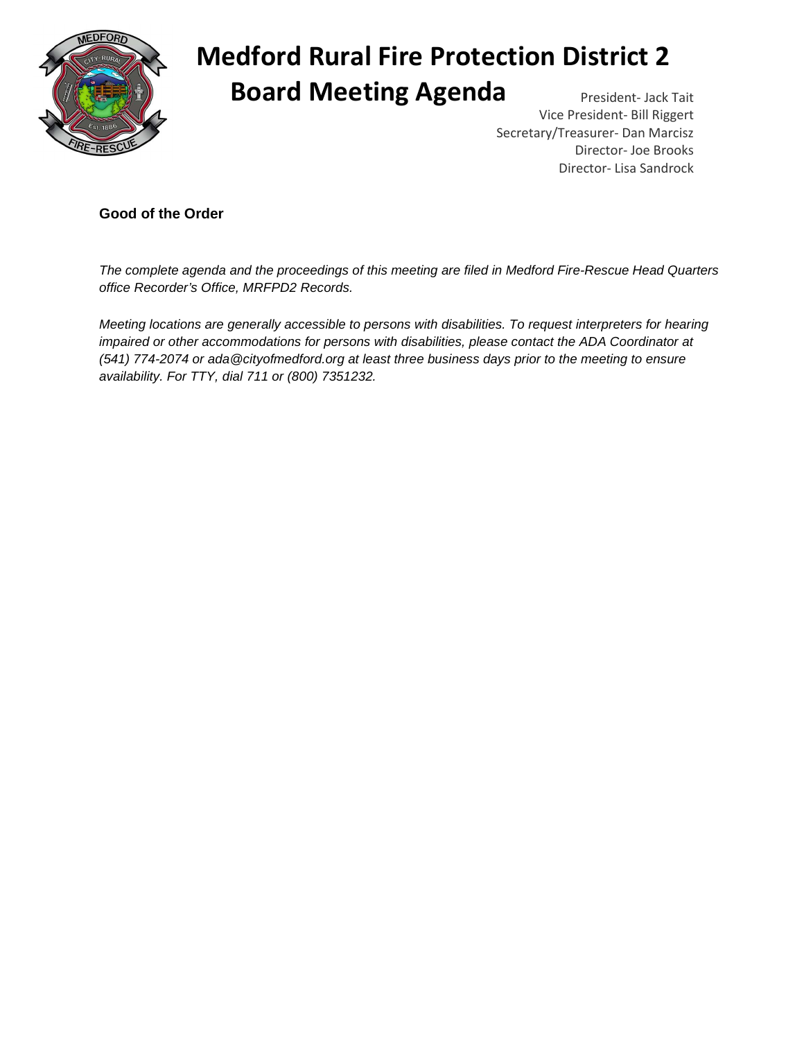# Medford Rural Fire Protection District 2
# Board Meeting Agenda

President- Jack Tait
Vice President- Bill Riggert
Secretary/Treasurer- Dan Marcisz
Director- Joe Brooks
Director- Lisa Sandrock

**Good of the Order**

*The complete agenda and the proceedings of this meeting are filed in Medford Fire-Rescue Head Quarters office Recorder's Office, MRFPD2 Records.*

*Meeting locations are generally accessible to persons with disabilities. To request interpreters for hearing impaired or other accommodations for persons with disabilities, please contact the ADA Coordinator at (541) 774-2074 or ada@cityofmedford.org at least three business days prior to the meeting to ensure availability. For TTY, dial 711 or (800) 7351232.*